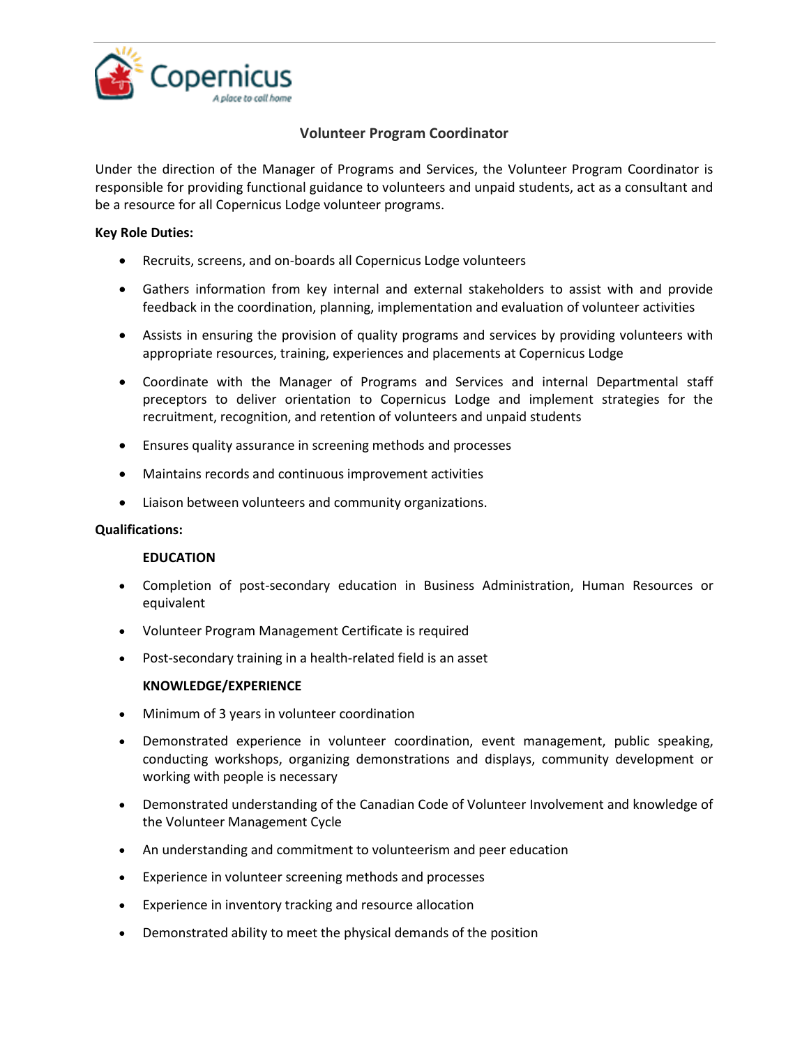Copernicus

*A place to call home*

# Volunteer Program Coordinator

Under the direction of the Manager of Programs and Services, the Volunteer Program Coordinator is responsible for providing functional guidance to volunteers and unpaid students, act as a consultant and be a resource for all Copernicus Lodge volunteer programs.

**Key Role Duties:**

- Recruits, screens, and on-boards all Copernicus Lodge volunteers
- Gathers information from key internal and external stakeholders to assist with and provide feedback in the coordination, planning, implementation and evaluation of volunteer activities
- Assists in ensuring the provision of quality programs and services by providing volunteers with appropriate resources, training, experiences and placements at Copernicus Lodge
- Coordinate with the Manager of Programs and Services and internal Departmental staff preceptors to deliver orientation to Copernicus Lodge and implement strategies for the recruitment, recognition, and retention of volunteers and unpaid students
- Ensures quality assurance in screening methods and processes
- Maintains records and continuous improvement activities
- Liaison between volunteers and community organizations.

**Qualifications:**

**EDUCATION**

- Completion of post-secondary education in Business Administration, Human Resources or equivalent
- Volunteer Program Management Certificate is required
- Post-secondary training in a health-related field is an asset

**KNOWLEDGE/EXPERIENCE**

- Minimum of 3 years in volunteer coordination
- Demonstrated experience in volunteer coordination, event management, public speaking, conducting workshops, organizing demonstrations and displays, community development or working with people is necessary
- Demonstrated understanding of the Canadian Code of Volunteer Involvement and knowledge of the Volunteer Management Cycle
- An understanding and commitment to volunteerism and peer education
- Experience in volunteer screening methods and processes
- Experience in inventory tracking and resource allocation
- Demonstrated ability to meet the physical demands of the position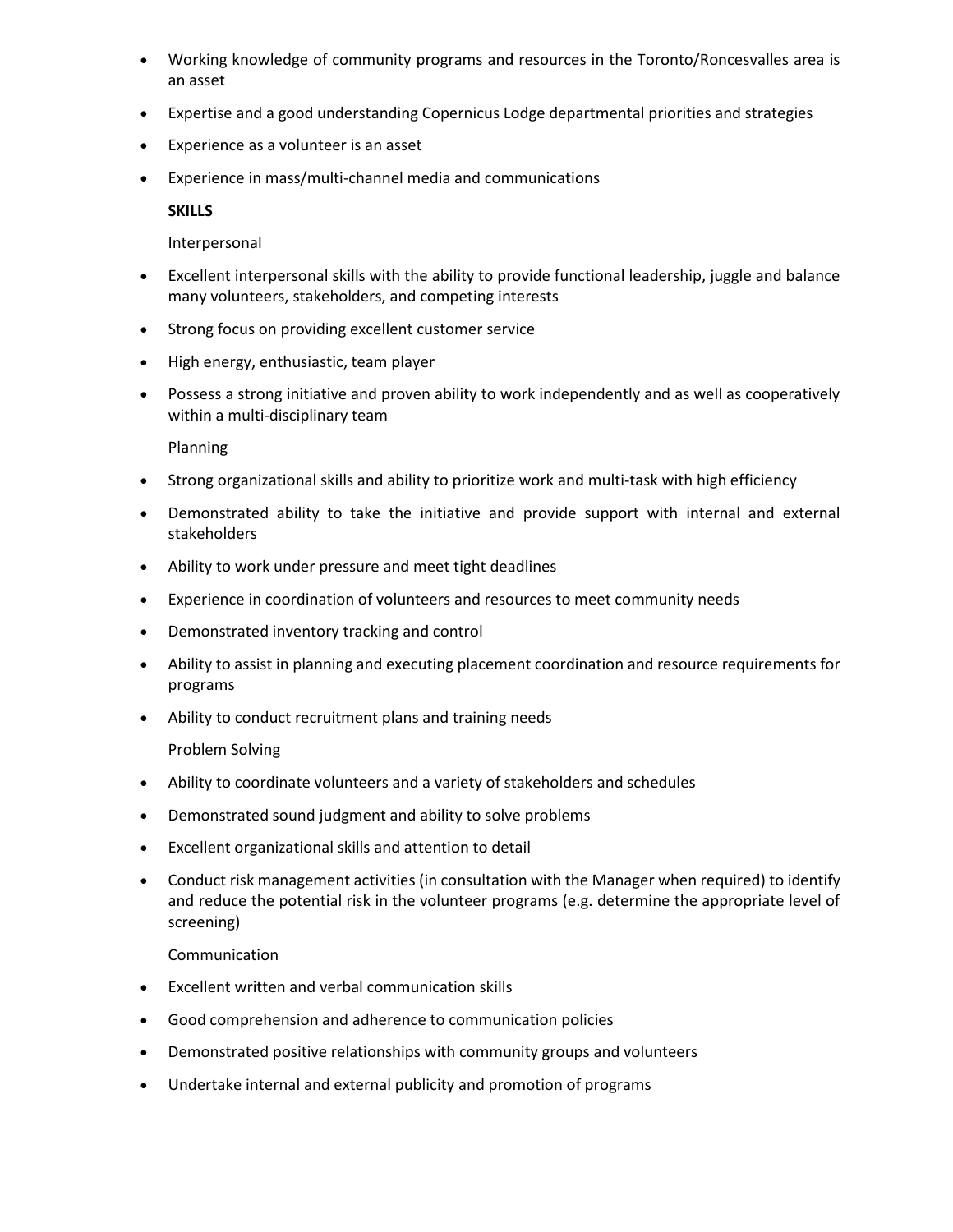- Working knowledge of community programs and resources in the Toronto/Roncesvalles area is an asset
- Expertise and a good understanding Copernicus Lodge departmental priorities and strategies
- Experience as a volunteer is an asset
- Experience in mass/multi-channel media and communications

**SKILLS**

Interpersonal

- Excellent interpersonal skills with the ability to provide functional leadership, juggle and balance many volunteers, stakeholders, and competing interests
- Strong focus on providing excellent customer service
- High energy, enthusiastic, team player
- Possess a strong initiative and proven ability to work independently and as well as cooperatively within a multi-disciplinary team

Planning

- Strong organizational skills and ability to prioritize work and multi-task with high efficiency
- Demonstrated ability to take the initiative and provide support with internal and external stakeholders
- Ability to work under pressure and meet tight deadlines
- Experience in coordination of volunteers and resources to meet community needs
- Demonstrated inventory tracking and control
- Ability to assist in planning and executing placement coordination and resource requirements for programs
- Ability to conduct recruitment plans and training needs

Problem Solving

- Ability to coordinate volunteers and a variety of stakeholders and schedules
- Demonstrated sound judgment and ability to solve problems
- Excellent organizational skills and attention to detail
- Conduct risk management activities (in consultation with the Manager when required) to identify and reduce the potential risk in the volunteer programs (e.g. determine the appropriate level of screening)

Communication

- Excellent written and verbal communication skills
- Good comprehension and adherence to communication policies
- Demonstrated positive relationships with community groups and volunteers
- Undertake internal and external publicity and promotion of programs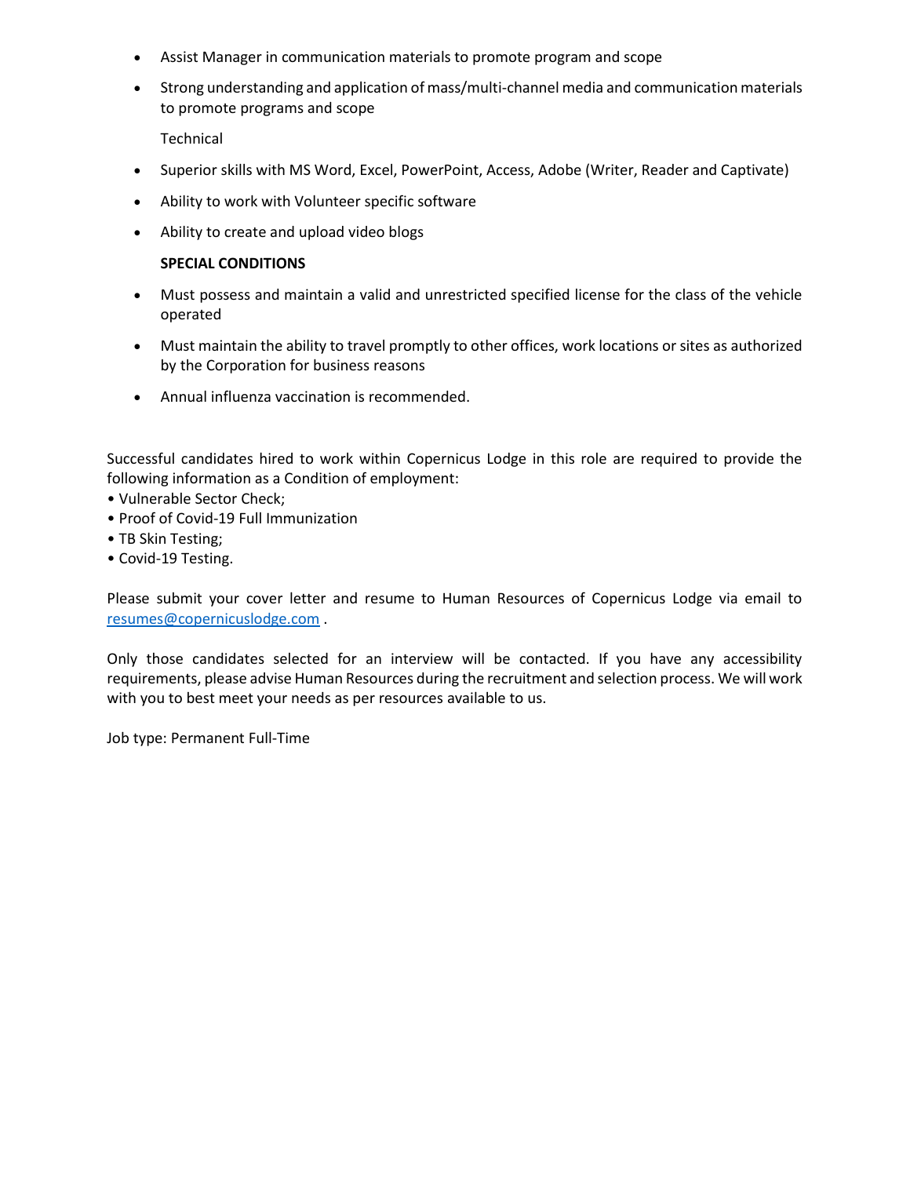- Assist Manager in communication materials to promote program and scope
- Strong understanding and application of mass/multi-channel media and communication materials to promote programs and scope

  Technical

- Superior skills with MS Word, Excel, PowerPoint, Access, Adobe (Writer, Reader and Captivate)
- Ability to work with Volunteer specific software
- Ability to create and upload video blogs

  **SPECIAL CONDITIONS**

- Must possess and maintain a valid and unrestricted specified license for the class of the vehicle operated
- Must maintain the ability to travel promptly to other offices, work locations or sites as authorized by the Corporation for business reasons
- Annual influenza vaccination is recommended.

Successful candidates hired to work within Copernicus Lodge in this role are required to provide the following information as a Condition of employment:

- Vulnerable Sector Check;
- Proof of Covid-19 Full Immunization
- TB Skin Testing;
- Covid-19 Testing.

Please submit your cover letter and resume to Human Resources of Copernicus Lodge via email to [resumes@copernicuslodge.com](mailto:resumes@copernicuslodge.com) .

Only those candidates selected for an interview will be contacted. If you have any accessibility requirements, please advise Human Resources during the recruitment and selection process. We will work with you to best meet your needs as per resources available to us.

Job type: Permanent Full-Time